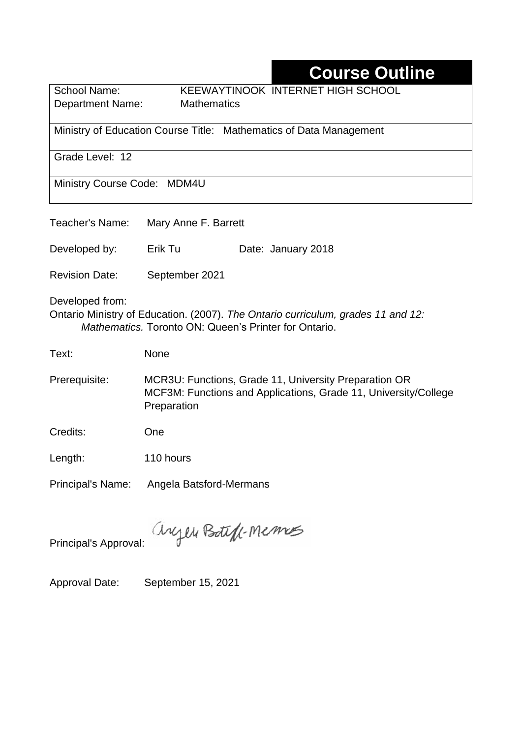# Course Outline

| | |
|---|---|
| School Name: | KEEWAYTINOOK INTERNET HIGH SCHOOL |
| Department Name: | Mathematics |
| Ministry of Education Course Title: | Mathematics of Data Management |
| Grade Level: | 12 |
| Ministry Course Code: | MDM4U |

Teacher's Name: Mary Anne F. Barrett

Developed by: Erik Tu Date: January 2018

Revision Date: September 2021

Developed from:
Ontario Ministry of Education. (2007). *The Ontario curriculum, grades 11 and 12: Mathematics.* Toronto ON: Queen's Printer for Ontario.

Text: None

Prerequisite: MCR3U: Functions, Grade 11, University Preparation OR MCF3M: Functions and Applications, Grade 11, University/College Preparation

Credits: One

Length: 110 hours

Principal's Name: Angela Batsford-Mermans

Principal's Approval: Angela Batsford-Mermans

Approval Date: September 15, 2021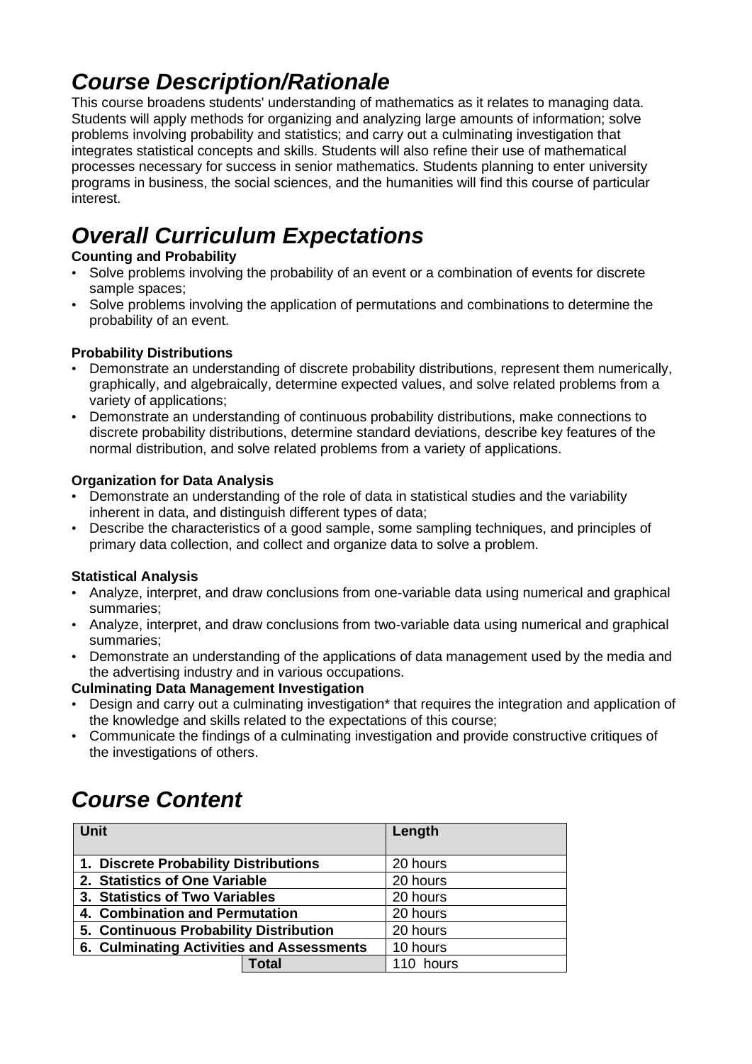## *Course Description/Rationale*

This course broadens students' understanding of mathematics as it relates to managing data. Students will apply methods for organizing and analyzing large amounts of information; solve problems involving probability and statistics; and carry out a culminating investigation that integrates statistical concepts and skills. Students will also refine their use of mathematical processes necessary for success in senior mathematics. Students planning to enter university programs in business, the social sciences, and the humanities will find this course of particular interest.

## *Overall Curriculum Expectations*

**Counting and Probability**

- Solve problems involving the probability of an event or a combination of events for discrete sample spaces;
- Solve problems involving the application of permutations and combinations to determine the probability of an event.

**Probability Distributions**

- Demonstrate an understanding of discrete probability distributions, represent them numerically, graphically, and algebraically, determine expected values, and solve related problems from a variety of applications;
- Demonstrate an understanding of continuous probability distributions, make connections to discrete probability distributions, determine standard deviations, describe key features of the normal distribution, and solve related problems from a variety of applications.

**Organization for Data Analysis**

- Demonstrate an understanding of the role of data in statistical studies and the variability inherent in data, and distinguish different types of data;
- Describe the characteristics of a good sample, some sampling techniques, and principles of primary data collection, and collect and organize data to solve a problem.

**Statistical Analysis**

- Analyze, interpret, and draw conclusions from one-variable data using numerical and graphical summaries;
- Analyze, interpret, and draw conclusions from two-variable data using numerical and graphical summaries;
- Demonstrate an understanding of the applications of data management used by the media and the advertising industry and in various occupations.

**Culminating Data Management Investigation**

- Design and carry out a culminating investigation* that requires the integration and application of the knowledge and skills related to the expectations of this course;
- Communicate the findings of a culminating investigation and provide constructive critiques of the investigations of others.

## *Course Content*

| Unit | Length |
|---|---|
| **1. Discrete Probability Distributions** | 20 hours |
| **2. Statistics of One Variable** | 20 hours |
| **3. Statistics of Two Variables** | 20 hours |
| **4. Combination and Permutation** | 20 hours |
| **5. Continuous Probability Distribution** | 20 hours |
| **6. Culminating Activities and Assessments** | 10 hours |
| **Total** | 110 hours |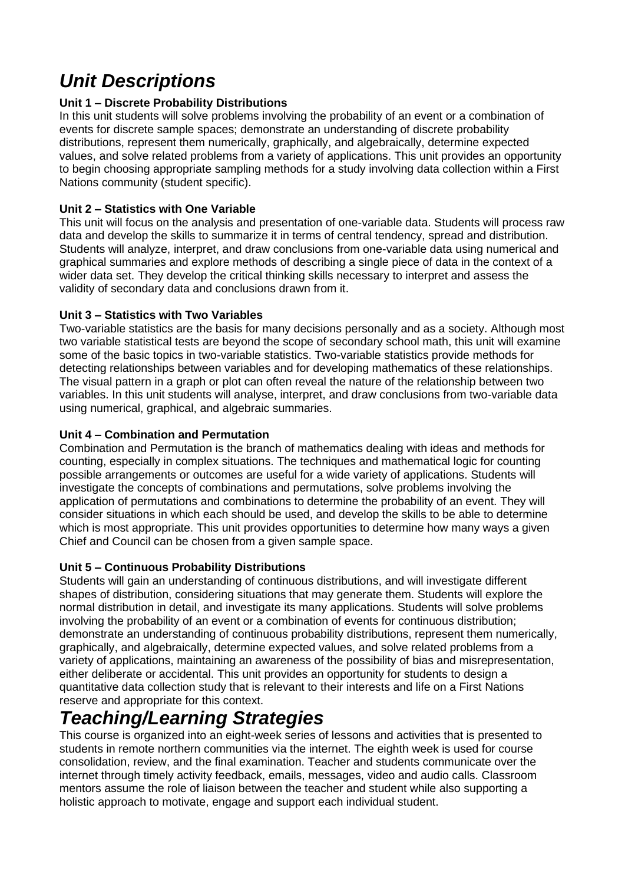# *Unit Descriptions*

**Unit 1 – Discrete Probability Distributions**

In this unit students will solve problems involving the probability of an event or a combination of events for discrete sample spaces; demonstrate an understanding of discrete probability distributions, represent them numerically, graphically, and algebraically, determine expected values, and solve related problems from a variety of applications. This unit provides an opportunity to begin choosing appropriate sampling methods for a study involving data collection within a First Nations community (student specific).

**Unit 2 – Statistics with One Variable**

This unit will focus on the analysis and presentation of one-variable data. Students will process raw data and develop the skills to summarize it in terms of central tendency, spread and distribution. Students will analyze, interpret, and draw conclusions from one-variable data using numerical and graphical summaries and explore methods of describing a single piece of data in the context of a wider data set. They develop the critical thinking skills necessary to interpret and assess the validity of secondary data and conclusions drawn from it.

**Unit 3 – Statistics with Two Variables**

Two-variable statistics are the basis for many decisions personally and as a society. Although most two variable statistical tests are beyond the scope of secondary school math, this unit will examine some of the basic topics in two-variable statistics. Two-variable statistics provide methods for detecting relationships between variables and for developing mathematics of these relationships. The visual pattern in a graph or plot can often reveal the nature of the relationship between two variables. In this unit students will analyse, interpret, and draw conclusions from two-variable data using numerical, graphical, and algebraic summaries.

**Unit 4 – Combination and Permutation**

Combination and Permutation is the branch of mathematics dealing with ideas and methods for counting, especially in complex situations. The techniques and mathematical logic for counting possible arrangements or outcomes are useful for a wide variety of applications. Students will investigate the concepts of combinations and permutations, solve problems involving the application of permutations and combinations to determine the probability of an event. They will consider situations in which each should be used, and develop the skills to be able to determine which is most appropriate. This unit provides opportunities to determine how many ways a given Chief and Council can be chosen from a given sample space.

**Unit 5 – Continuous Probability Distributions**

Students will gain an understanding of continuous distributions, and will investigate different shapes of distribution, considering situations that may generate them. Students will explore the normal distribution in detail, and investigate its many applications. Students will solve problems involving the probability of an event or a combination of events for continuous distribution; demonstrate an understanding of continuous probability distributions, represent them numerically, graphically, and algebraically, determine expected values, and solve related problems from a variety of applications, maintaining an awareness of the possibility of bias and misrepresentation, either deliberate or accidental. This unit provides an opportunity for students to design a quantitative data collection study that is relevant to their interests and life on a First Nations reserve and appropriate for this context.

# *Teaching/Learning Strategies*

This course is organized into an eight-week series of lessons and activities that is presented to students in remote northern communities via the internet. The eighth week is used for course consolidation, review, and the final examination. Teacher and students communicate over the internet through timely activity feedback, emails, messages, video and audio calls. Classroom mentors assume the role of liaison between the teacher and student while also supporting a holistic approach to motivate, engage and support each individual student.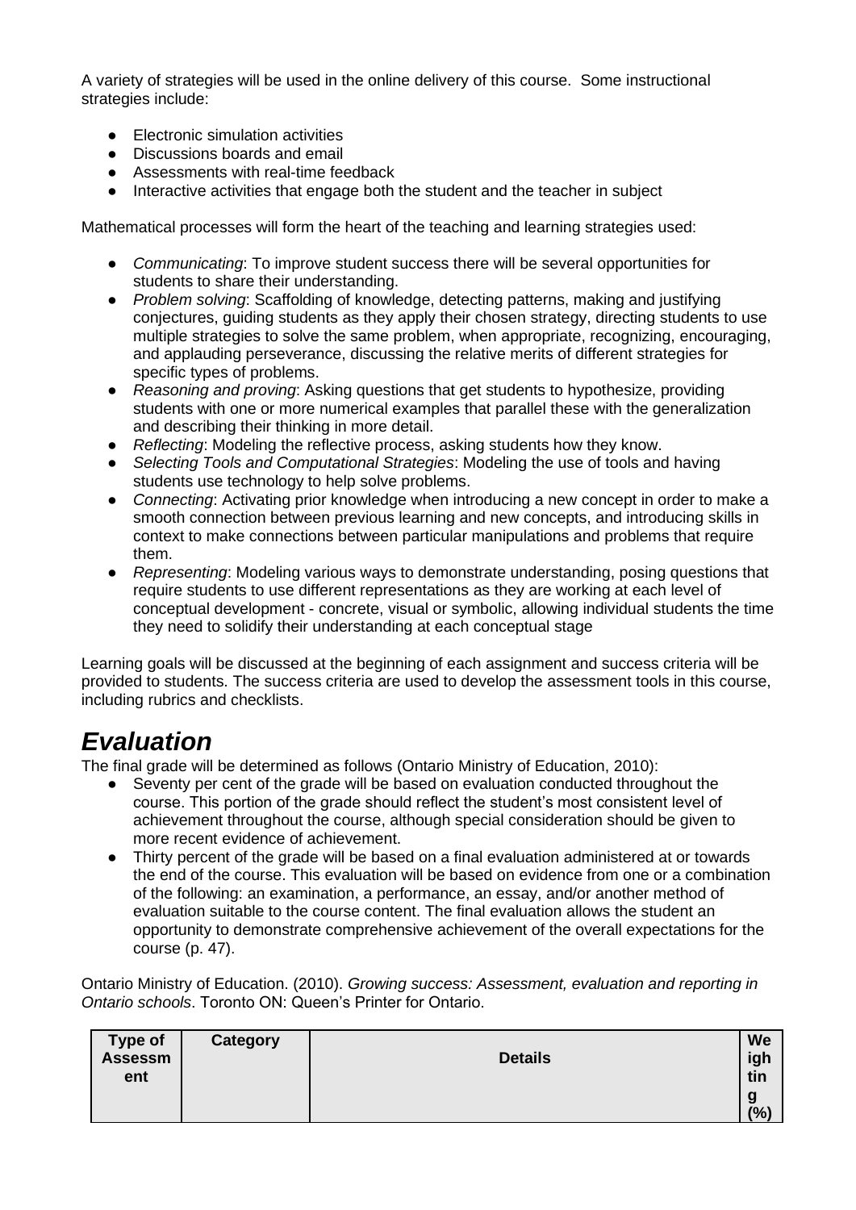A variety of strategies will be used in the online delivery of this course. Some instructional strategies include:

- Electronic simulation activities
- Discussions boards and email
- Assessments with real-time feedback
- Interactive activities that engage both the student and the teacher in subject

Mathematical processes will form the heart of the teaching and learning strategies used:

- *Communicating*: To improve student success there will be several opportunities for students to share their understanding.
- *Problem solving*: Scaffolding of knowledge, detecting patterns, making and justifying conjectures, guiding students as they apply their chosen strategy, directing students to use multiple strategies to solve the same problem, when appropriate, recognizing, encouraging, and applauding perseverance, discussing the relative merits of different strategies for specific types of problems.
- *Reasoning and proving*: Asking questions that get students to hypothesize, providing students with one or more numerical examples that parallel these with the generalization and describing their thinking in more detail.
- *Reflecting*: Modeling the reflective process, asking students how they know.
- *Selecting Tools and Computational Strategies*: Modeling the use of tools and having students use technology to help solve problems.
- *Connecting*: Activating prior knowledge when introducing a new concept in order to make a smooth connection between previous learning and new concepts, and introducing skills in context to make connections between particular manipulations and problems that require them.
- *Representing*: Modeling various ways to demonstrate understanding, posing questions that require students to use different representations as they are working at each level of conceptual development - concrete, visual or symbolic, allowing individual students the time they need to solidify their understanding at each conceptual stage

Learning goals will be discussed at the beginning of each assignment and success criteria will be provided to students. The success criteria are used to develop the assessment tools in this course, including rubrics and checklists.

## *Evaluation*

The final grade will be determined as follows (Ontario Ministry of Education, 2010):

- Seventy per cent of the grade will be based on evaluation conducted throughout the course. This portion of the grade should reflect the student's most consistent level of achievement throughout the course, although special consideration should be given to more recent evidence of achievement.
- Thirty percent of the grade will be based on a final evaluation administered at or towards the end of the course. This evaluation will be based on evidence from one or a combination of the following: an examination, a performance, an essay, and/or another method of evaluation suitable to the course content. The final evaluation allows the student an opportunity to demonstrate comprehensive achievement of the overall expectations for the course (p. 47).

Ontario Ministry of Education. (2010). *Growing success: Assessment, evaluation and reporting in Ontario schools*. Toronto ON: Queen's Printer for Ontario.

| Type of Assessment | Category | Details | Weighting (%) |
|---|---|---|---|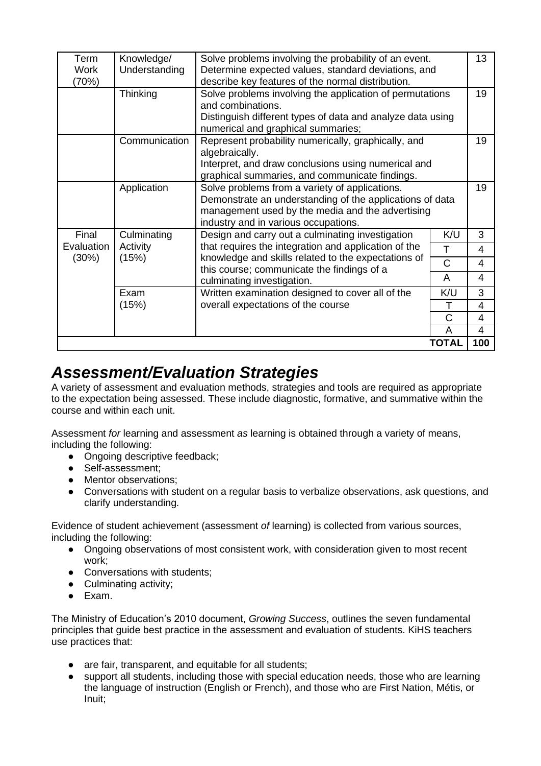| Term Work (70%) | Knowledge/ Understanding | Solve problems involving the probability of an event. Determine expected values, standard deviations, and describe key features of the normal distribution. | | 13 |
|---|---|---|---|---|
| | Thinking | Solve problems involving the application of permutations and combinations. Distinguish different types of data and analyze data using numerical and graphical summaries; | | 19 |
| | Communication | Represent probability numerically, graphically, and algebraically. Interpret, and draw conclusions using numerical and graphical summaries, and communicate findings. | | 19 |
| | Application | Solve problems from a variety of applications. Demonstrate an understanding of the applications of data management used by the media and the advertising industry and in various occupations. | | 19 |
| Final Evaluation (30%) | Culminating Activity (15%) | Design and carry out a culminating investigation that requires the integration and application of the knowledge and skills related to the expectations of this course; communicate the findings of a culminating investigation. | K/U | 3 |
| | | | T | 4 |
| | | | C | 4 |
| | | | A | 4 |
| | Exam (15%) | Written examination designed to cover all of the overall expectations of the course | K/U | 3 |
| | | | T | 4 |
| | | | C | 4 |
| | | | A | 4 |
| | | | **TOTAL** | **100** |

# *Assessment/Evaluation Strategies*

A variety of assessment and evaluation methods, strategies and tools are required as appropriate to the expectation being assessed. These include diagnostic, formative, and summative within the course and within each unit.

Assessment *for* learning and assessment *as* learning is obtained through a variety of means, including the following:

- Ongoing descriptive feedback;
- Self-assessment;
- Mentor observations;
- Conversations with student on a regular basis to verbalize observations, ask questions, and clarify understanding.

Evidence of student achievement (assessment *of* learning) is collected from various sources, including the following:

- Ongoing observations of most consistent work, with consideration given to most recent work;
- Conversations with students;
- Culminating activity;
- Exam.

The Ministry of Education's 2010 document, *Growing Success*, outlines the seven fundamental principles that guide best practice in the assessment and evaluation of students. KiHS teachers use practices that:

- are fair, transparent, and equitable for all students;
- support all students, including those with special education needs, those who are learning the language of instruction (English or French), and those who are First Nation, Métis, or Inuit;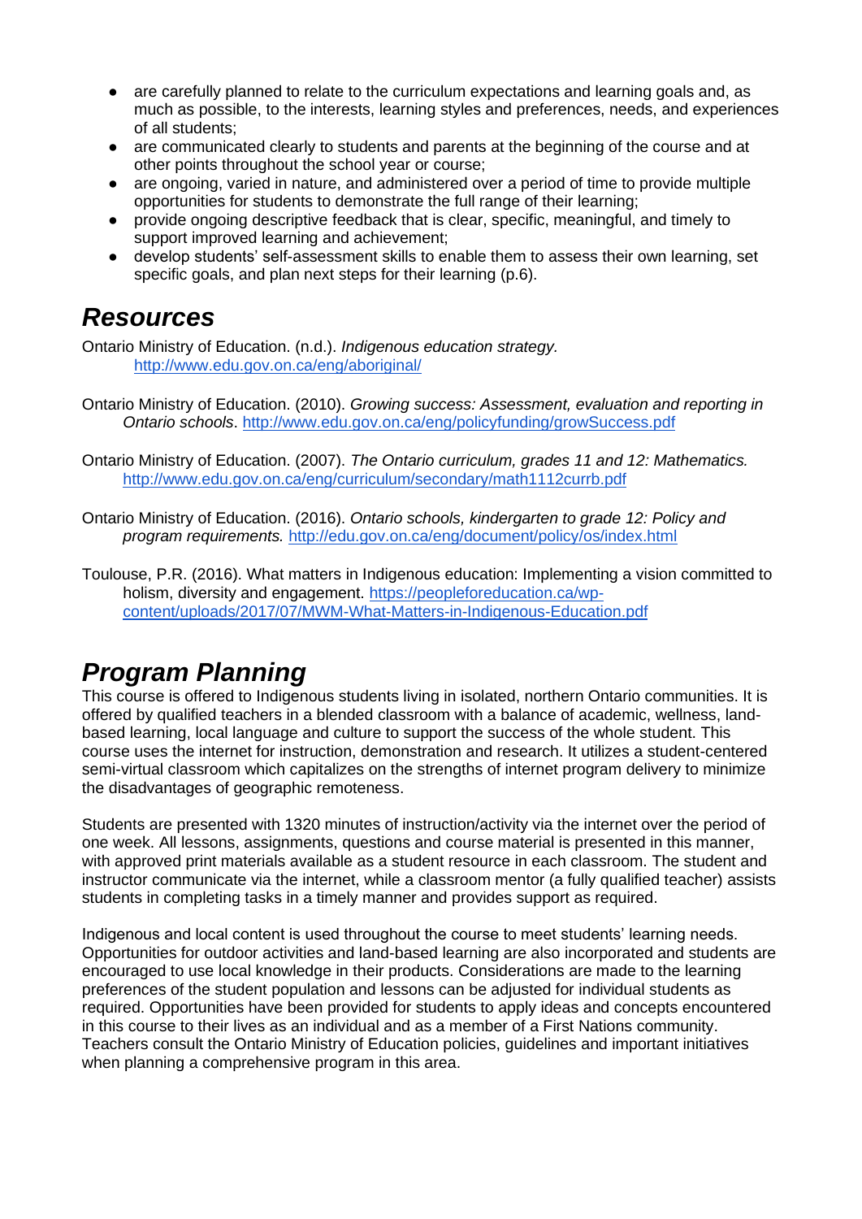- are carefully planned to relate to the curriculum expectations and learning goals and, as much as possible, to the interests, learning styles and preferences, needs, and experiences of all students;
- are communicated clearly to students and parents at the beginning of the course and at other points throughout the school year or course;
- are ongoing, varied in nature, and administered over a period of time to provide multiple opportunities for students to demonstrate the full range of their learning;
- provide ongoing descriptive feedback that is clear, specific, meaningful, and timely to support improved learning and achievement;
- develop students' self-assessment skills to enable them to assess their own learning, set specific goals, and plan next steps for their learning (p.6).

## *Resources*

Ontario Ministry of Education. (n.d.). *Indigenous education strategy.* http://www.edu.gov.on.ca/eng/aboriginal/

Ontario Ministry of Education. (2010). *Growing success: Assessment, evaluation and reporting in Ontario schools*. http://www.edu.gov.on.ca/eng/policyfunding/growSuccess.pdf

Ontario Ministry of Education. (2007). *The Ontario curriculum, grades 11 and 12: Mathematics.* http://www.edu.gov.on.ca/eng/curriculum/secondary/math1112currb.pdf

Ontario Ministry of Education. (2016). *Ontario schools, kindergarten to grade 12: Policy and program requirements.* http://edu.gov.on.ca/eng/document/policy/os/index.html

Toulouse, P.R. (2016). What matters in Indigenous education: Implementing a vision committed to holism, diversity and engagement. https://peopleforeducation.ca/wp-content/uploads/2017/07/MWM-What-Matters-in-Indigenous-Education.pdf

## *Program Planning*

This course is offered to Indigenous students living in isolated, northern Ontario communities. It is offered by qualified teachers in a blended classroom with a balance of academic, wellness, land-based learning, local language and culture to support the success of the whole student. This course uses the internet for instruction, demonstration and research. It utilizes a student-centered semi-virtual classroom which capitalizes on the strengths of internet program delivery to minimize the disadvantages of geographic remoteness.

Students are presented with 1320 minutes of instruction/activity via the internet over the period of one week. All lessons, assignments, questions and course material is presented in this manner, with approved print materials available as a student resource in each classroom. The student and instructor communicate via the internet, while a classroom mentor (a fully qualified teacher) assists students in completing tasks in a timely manner and provides support as required.

Indigenous and local content is used throughout the course to meet students' learning needs. Opportunities for outdoor activities and land-based learning are also incorporated and students are encouraged to use local knowledge in their products. Considerations are made to the learning preferences of the student population and lessons can be adjusted for individual students as required. Opportunities have been provided for students to apply ideas and concepts encountered in this course to their lives as an individual and as a member of a First Nations community. Teachers consult the Ontario Ministry of Education policies, guidelines and important initiatives when planning a comprehensive program in this area.